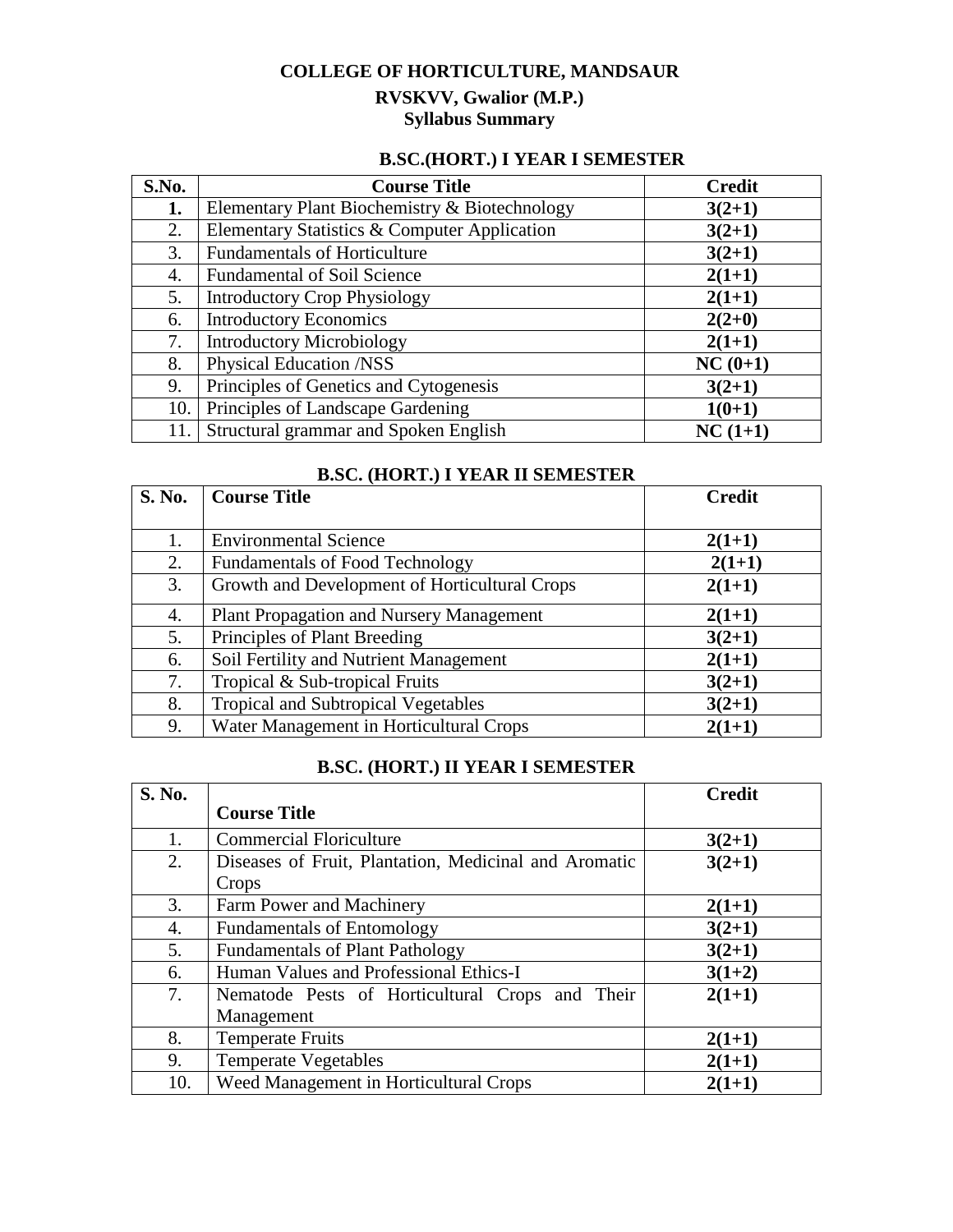# COLLEGE OF HORTICULTURE, MANDSAUR

## RVSKVV, Gwalior (M.P.)

## Syllabus Summary

### B.SC.(HORT.) I YEAR I SEMESTER

| S.No. | Course Title | Credit |
|---|---|---|
| **1.** | Elementary Plant Biochemistry & Biotechnology | **3(2+1)** |
| 2. | Elementary Statistics & Computer Application | **3(2+1)** |
| 3. | Fundamentals of Horticulture | **3(2+1)** |
| 4. | Fundamental of Soil Science | **2(1+1)** |
| 5. | Introductory Crop Physiology | **2(1+1)** |
| 6. | Introductory Economics | **2(2+0)** |
| 7. | Introductory Microbiology | **2(1+1)** |
| 8. | Physical Education /NSS | **NC (0+1)** |
| 9. | Principles of Genetics and Cytogenesis | **3(2+1)** |
| 10. | Principles of Landscape Gardening | **1(0+1)** |
| 11. | Structural grammar and Spoken English | **NC (1+1)** |

### B.SC. (HORT.) I YEAR II SEMESTER

| S. No. | Course Title | Credit |
|---|---|---|
| 1. | Environmental Science | **2(1+1)** |
| 2. | Fundamentals of Food Technology | **2(1+1)** |
| 3. | Growth and Development of Horticultural Crops | **2(1+1)** |
| 4. | Plant Propagation and Nursery Management | **2(1+1)** |
| 5. | Principles of Plant Breeding | **3(2+1)** |
| 6. | Soil Fertility and Nutrient Management | **2(1+1)** |
| 7. | Tropical & Sub-tropical Fruits | **3(2+1)** |
| 8. | Tropical and Subtropical Vegetables | **3(2+1)** |
| 9. | Water Management in Horticultural Crops | **2(1+1)** |

### B.SC. (HORT.) II YEAR I SEMESTER

| S. No. | Course Title | Credit |
|---|---|---|
| 1. | Commercial Floriculture | **3(2+1)** |
| 2. | Diseases of Fruit, Plantation, Medicinal and Aromatic Crops | **3(2+1)** |
| 3. | Farm Power and Machinery | **2(1+1)** |
| 4. | Fundamentals of Entomology | **3(2+1)** |
| 5. | Fundamentals of Plant Pathology | **3(2+1)** |
| 6. | Human Values and Professional Ethics-I | **3(1+2)** |
| 7. | Nematode Pests of Horticultural Crops and Their Management | **2(1+1)** |
| 8. | Temperate Fruits | **2(1+1)** |
| 9. | Temperate Vegetables | **2(1+1)** |
| 10. | Weed Management in Horticultural Crops | **2(1+1)** |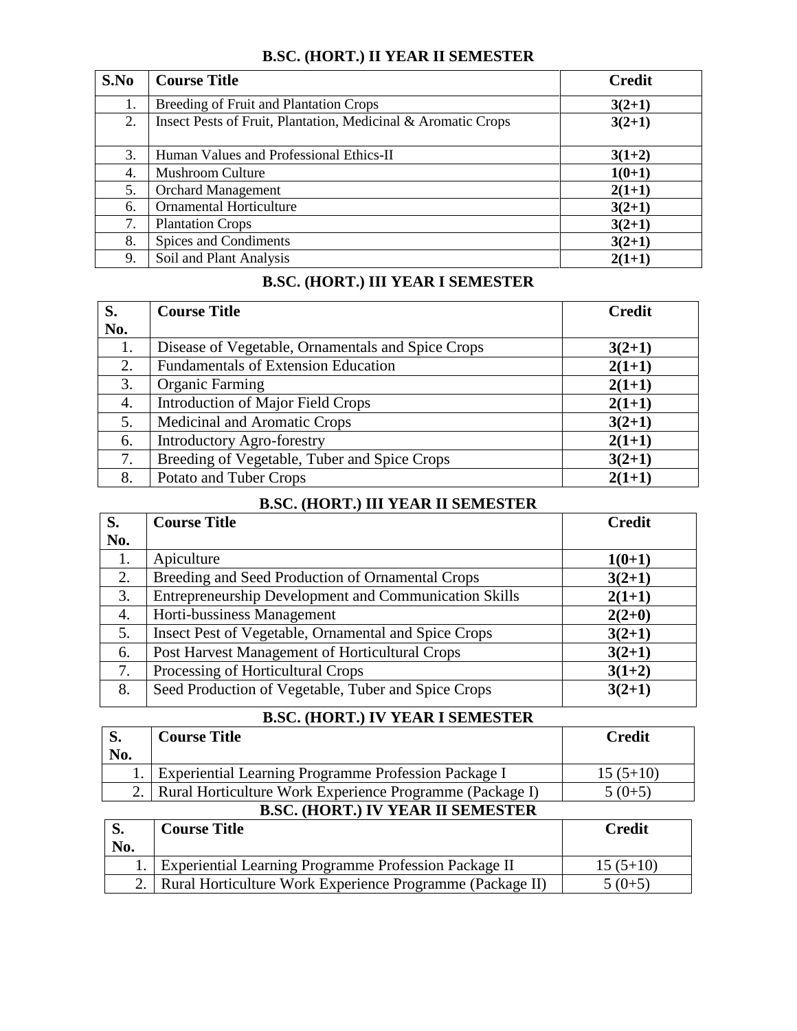## B.SC. (HORT.) II YEAR II SEMESTER

| S.No | Course Title | Credit |
|---|---|---|
| 1. | Breeding of Fruit and Plantation Crops | **3(2+1)** |
| 2. | Insect Pests of Fruit, Plantation, Medicinal & Aromatic Crops | **3(2+1)** |
| 3. | Human Values and Professional Ethics-II | **3(1+2)** |
| 4. | Mushroom Culture | **1(0+1)** |
| 5. | Orchard Management | **2(1+1)** |
| 6. | Ornamental Horticulture | **3(2+1)** |
| 7. | Plantation Crops | **3(2+1)** |
| 8. | Spices and Condiments | **3(2+1)** |
| 9. | Soil and Plant Analysis | **2(1+1)** |

## B.SC. (HORT.) III YEAR I SEMESTER

| S. No. | Course Title | Credit |
|---|---|---|
| 1. | Disease of Vegetable, Ornamentals and Spice Crops | **3(2+1)** |
| 2. | Fundamentals of Extension Education | **2(1+1)** |
| 3. | Organic Farming | **2(1+1)** |
| 4. | Introduction of Major Field Crops | **2(1+1)** |
| 5. | Medicinal and Aromatic Crops | **3(2+1)** |
| 6. | Introductory Agro-forestry | **2(1+1)** |
| 7. | Breeding of Vegetable, Tuber and Spice Crops | **3(2+1)** |
| 8. | Potato and Tuber Crops | **2(1+1)** |

## B.SC. (HORT.) III YEAR II SEMESTER

| S. No. | Course Title | Credit |
|---|---|---|
| 1. | Apiculture | **1(0+1)** |
| 2. | Breeding and Seed Production of Ornamental Crops | **3(2+1)** |
| 3. | Entrepreneurship Development and Communication Skills | **2(1+1)** |
| 4. | Horti-bussiness Management | **2(2+0)** |
| 5. | Insect Pest of Vegetable, Ornamental and Spice Crops | **3(2+1)** |
| 6. | Post Harvest Management of Horticultural Crops | **3(2+1)** |
| 7. | Processing of Horticultural Crops | **3(1+2)** |
| 8. | Seed Production of Vegetable, Tuber and Spice Crops | **3(2+1)** |

## B.SC. (HORT.) IV YEAR I SEMESTER

| S. No. | Course Title | Credit |
|---|---|---|
| 1. | Experiential Learning Programme Profession Package I | 15 (5+10) |
| 2. | Rural Horticulture Work Experience Programme (Package I) | 5 (0+5) |

## B.SC. (HORT.) IV YEAR II SEMESTER

| S. No. | Course Title | Credit |
|---|---|---|
| 1. | Experiential Learning Programme Profession Package II | 15 (5+10) |
| 2. | Rural Horticulture Work Experience Programme (Package II) | 5 (0+5) |